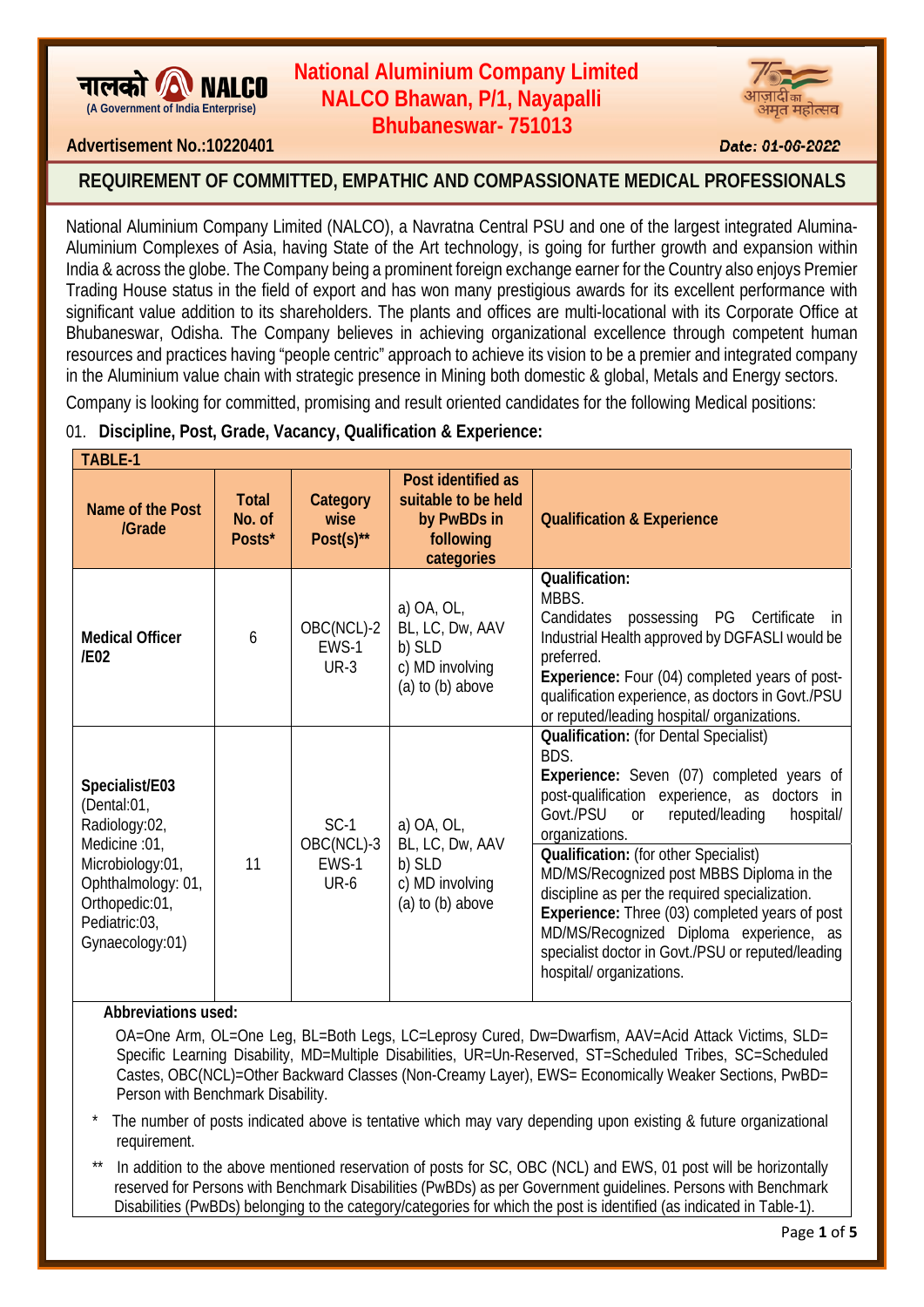नालको NALCO
(A Government of India Enterprise)

# National Aluminium Company Limited
## NALCO Bhawan, P/1, Nayapalli
## Bhubaneswar- 751013

आज़ादी का अमृत महोत्सव

**Advertisement No.:10220401** **Date: 01-06-2022**

## REQUIREMENT OF COMMITTED, EMPATHIC AND COMPASSIONATE MEDICAL PROFESSIONALS

National Aluminium Company Limited (NALCO), a Navratna Central PSU and one of the largest integrated Alumina-Aluminium Complexes of Asia, having State of the Art technology, is going for further growth and expansion within India & across the globe. The Company being a prominent foreign exchange earner for the Country also enjoys Premier Trading House status in the field of export and has won many prestigious awards for its excellent performance with significant value addition to its shareholders. The plants and offices are multi-locational with its Corporate Office at Bhubaneswar, Odisha. The Company believes in achieving organizational excellence through competent human resources and practices having "people centric" approach to achieve its vision to be a premier and integrated company in the Aluminium value chain with strategic presence in Mining both domestic & global, Metals and Energy sectors.

Company is looking for committed, promising and result oriented candidates for the following Medical positions:

01. **Discipline, Post, Grade, Vacancy, Qualification & Experience:**

**TABLE-1**

| Name of the Post /Grade | Total No. of Posts* | Category wise Post(s)** | Post identified as suitable to be held by PwBDs in following categories | Qualification & Experience |
|---|---|---|---|---|
| **Medical Officer /E02** | 6 | OBC(NCL)-2 EWS-1 UR-3 | a) OA, OL, BL, LC, Dw, AAV b) SLD c) MD involving (a) to (b) above | **Qualification:** MBBS. Candidates possessing PG Certificate in Industrial Health approved by DGFASLI would be preferred. **Experience:** Four (04) completed years of post-qualification experience, as doctors in Govt./PSU or reputed/leading hospital/ organizations. |
| **Specialist/E03** (Dental:01, Radiology:02, Medicine :01, Microbiology:01, Ophthalmology: 01, Orthopedic:01, Pediatric:03, Gynaecology:01) | 11 | SC-1 OBC(NCL)-3 EWS-1 UR-6 | a) OA, OL, BL, LC, Dw, AAV b) SLD c) MD involving (a) to (b) above | **Qualification:** (for Dental Specialist) BDS. **Experience:** Seven (07) completed years of post-qualification experience, as doctors in Govt./PSU or reputed/leading hospital/ organizations. **Qualification:** (for other Specialist) MD/MS/Recognized post MBBS Diploma in the discipline as per the required specialization. **Experience:** Three (03) completed years of post MD/MS/Recognized Diploma experience, as specialist doctor in Govt./PSU or reputed/leading hospital/ organizations. |

**Abbreviations used:**

OA=One Arm, OL=One Leg, BL=Both Legs, LC=Leprosy Cured, Dw=Dwarfism, AAV=Acid Attack Victims, SLD= Specific Learning Disability, MD=Multiple Disabilities, UR=Un-Reserved, ST=Scheduled Tribes, SC=Scheduled Castes, OBC(NCL)=Other Backward Classes (Non-Creamy Layer), EWS= Economically Weaker Sections, PwBD= Person with Benchmark Disability.

\* The number of posts indicated above is tentative which may vary depending upon existing & future organizational requirement.

\*\* In addition to the above mentioned reservation of posts for SC, OBC (NCL) and EWS, 01 post will be horizontally reserved for Persons with Benchmark Disabilities (PwBDs) as per Government guidelines. Persons with Benchmark Disabilities (PwBDs) belonging to the category/categories for which the post is identified (as indicated in Table-1).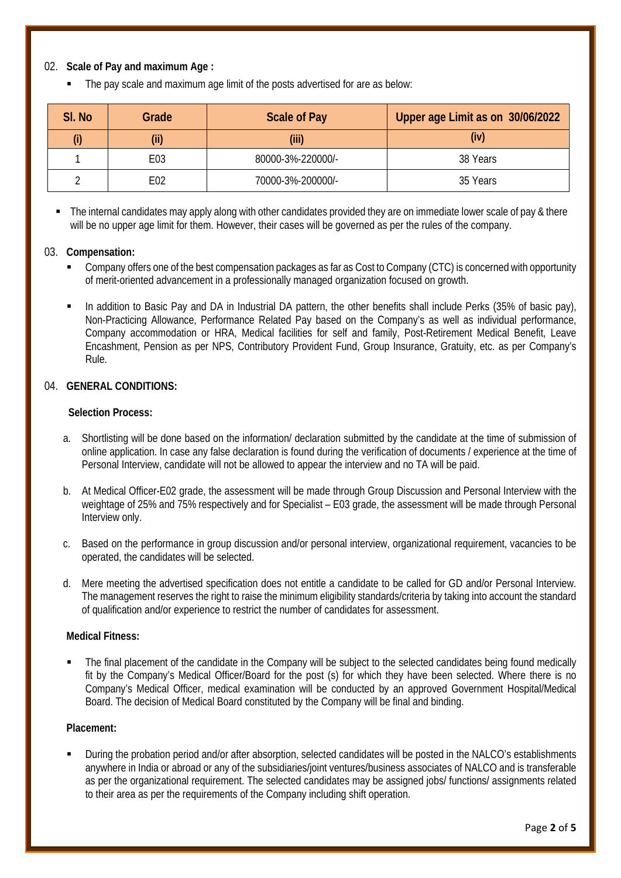02. **Scale of Pay and maximum Age :**

- The pay scale and maximum age limit of the posts advertised for are as below:

| Sl. No | Grade | Scale of Pay | Upper age Limit as on 30/06/2022 |
|---|---|---|---|
| (i) | (ii) | (iii) | (iv) |
| 1 | E03 | 80000-3%-220000/- | 38 Years |
| 2 | E02 | 70000-3%-200000/- | 35 Years |

- The internal candidates may apply along with other candidates provided they are on immediate lower scale of pay & there will be no upper age limit for them. However, their cases will be governed as per the rules of the company.

03. **Compensation:**

- Company offers one of the best compensation packages as far as Cost to Company (CTC) is concerned with opportunity of merit-oriented advancement in a professionally managed organization focused on growth.
- In addition to Basic Pay and DA in Industrial DA pattern, the other benefits shall include Perks (35% of basic pay), Non-Practicing Allowance, Performance Related Pay based on the Company's as well as individual performance, Company accommodation or HRA, Medical facilities for self and family, Post-Retirement Medical Benefit, Leave Encashment, Pension as per NPS, Contributory Provident Fund, Group Insurance, Gratuity, etc. as per Company's Rule.

04. **GENERAL CONDITIONS:**

**Selection Process:**

a. Shortlisting will be done based on the information/ declaration submitted by the candidate at the time of submission of online application. In case any false declaration is found during the verification of documents / experience at the time of Personal Interview, candidate will not be allowed to appear the interview and no TA will be paid.

b. At Medical Officer-E02 grade, the assessment will be made through Group Discussion and Personal Interview with the weightage of 25% and 75% respectively and for Specialist – E03 grade, the assessment will be made through Personal Interview only.

c. Based on the performance in group discussion and/or personal interview, organizational requirement, vacancies to be operated, the candidates will be selected.

d. Mere meeting the advertised specification does not entitle a candidate to be called for GD and/or Personal Interview. The management reserves the right to raise the minimum eligibility standards/criteria by taking into account the standard of qualification and/or experience to restrict the number of candidates for assessment.

**Medical Fitness:**

- The final placement of the candidate in the Company will be subject to the selected candidates being found medically fit by the Company's Medical Officer/Board for the post (s) for which they have been selected. Where there is no Company's Medical Officer, medical examination will be conducted by an approved Government Hospital/Medical Board. The decision of Medical Board constituted by the Company will be final and binding.

**Placement:**

- During the probation period and/or after absorption, selected candidates will be posted in the NALCO's establishments anywhere in India or abroad or any of the subsidiaries/joint ventures/business associates of NALCO and is transferable as per the organizational requirement. The selected candidates may be assigned jobs/ functions/ assignments related to their area as per the requirements of the Company including shift operation.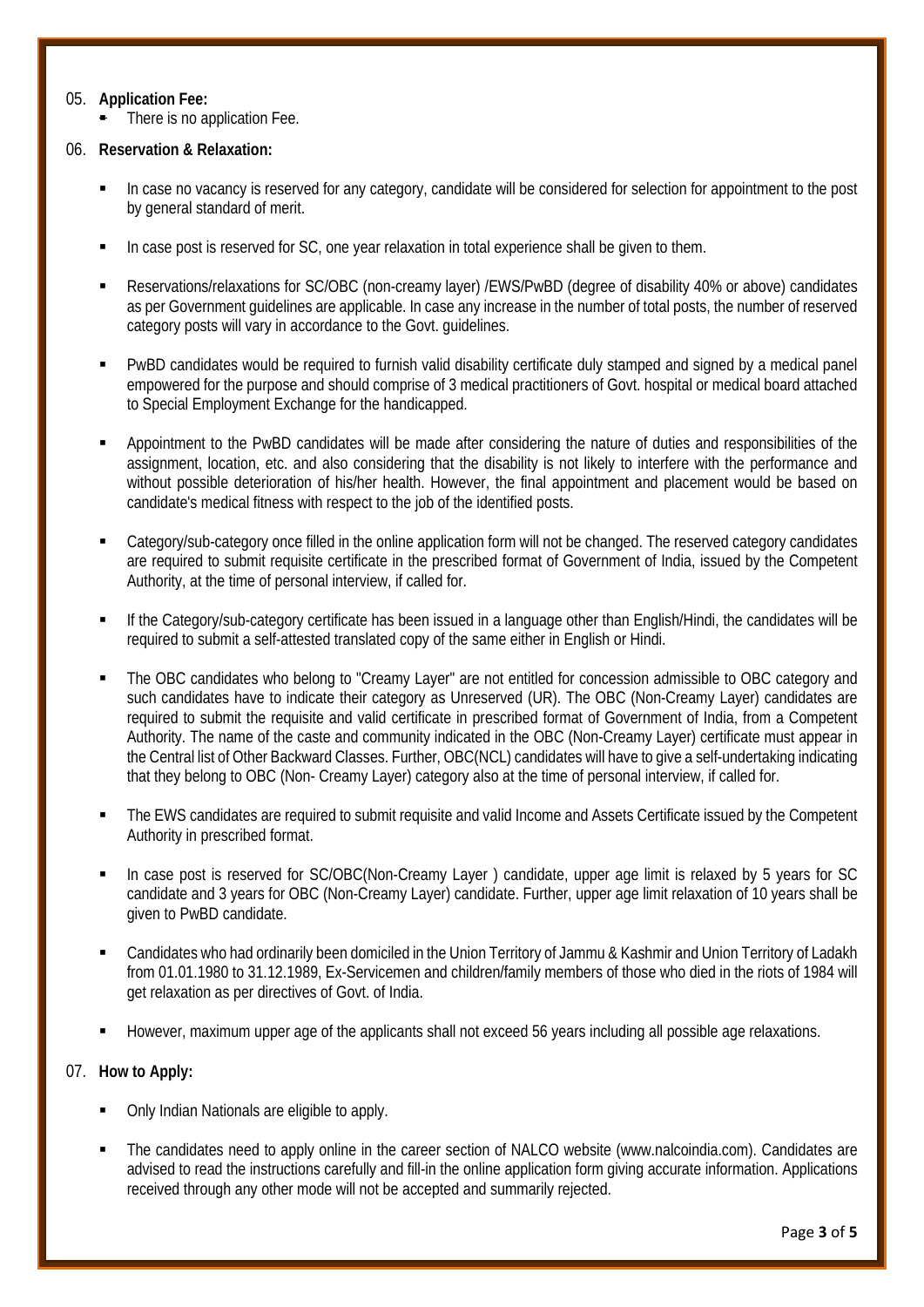05. **Application Fee:**

- There is no application Fee.

06. **Reservation & Relaxation:**

- In case no vacancy is reserved for any category, candidate will be considered for selection for appointment to the post by general standard of merit.
- In case post is reserved for SC, one year relaxation in total experience shall be given to them.
- Reservations/relaxations for SC/OBC (non-creamy layer) /EWS/PwBD (degree of disability 40% or above) candidates as per Government guidelines are applicable. In case any increase in the number of total posts, the number of reserved category posts will vary in accordance to the Govt. guidelines.
- PwBD candidates would be required to furnish valid disability certificate duly stamped and signed by a medical panel empowered for the purpose and should comprise of 3 medical practitioners of Govt. hospital or medical board attached to Special Employment Exchange for the handicapped.
- Appointment to the PwBD candidates will be made after considering the nature of duties and responsibilities of the assignment, location, etc. and also considering that the disability is not likely to interfere with the performance and without possible deterioration of his/her health. However, the final appointment and placement would be based on candidate's medical fitness with respect to the job of the identified posts.
- Category/sub-category once filled in the online application form will not be changed. The reserved category candidates are required to submit requisite certificate in the prescribed format of Government of India, issued by the Competent Authority, at the time of personal interview, if called for.
- If the Category/sub-category certificate has been issued in a language other than English/Hindi, the candidates will be required to submit a self-attested translated copy of the same either in English or Hindi.
- The OBC candidates who belong to "Creamy Layer" are not entitled for concession admissible to OBC category and such candidates have to indicate their category as Unreserved (UR). The OBC (Non-Creamy Layer) candidates are required to submit the requisite and valid certificate in prescribed format of Government of India, from a Competent Authority. The name of the caste and community indicated in the OBC (Non-Creamy Layer) certificate must appear in the Central list of Other Backward Classes. Further, OBC(NCL) candidates will have to give a self-undertaking indicating that they belong to OBC (Non- Creamy Layer) category also at the time of personal interview, if called for.
- The EWS candidates are required to submit requisite and valid Income and Assets Certificate issued by the Competent Authority in prescribed format.
- In case post is reserved for SC/OBC(Non-Creamy Layer ) candidate, upper age limit is relaxed by 5 years for SC candidate and 3 years for OBC (Non-Creamy Layer) candidate. Further, upper age limit relaxation of 10 years shall be given to PwBD candidate.
- Candidates who had ordinarily been domiciled in the Union Territory of Jammu & Kashmir and Union Territory of Ladakh from 01.01.1980 to 31.12.1989, Ex-Servicemen and children/family members of those who died in the riots of 1984 will get relaxation as per directives of Govt. of India.
- However, maximum upper age of the applicants shall not exceed 56 years including all possible age relaxations.

07. **How to Apply:**

- Only Indian Nationals are eligible to apply.
- The candidates need to apply online in the career section of NALCO website (www.nalcoindia.com). Candidates are advised to read the instructions carefully and fill-in the online application form giving accurate information. Applications received through any other mode will not be accepted and summarily rejected.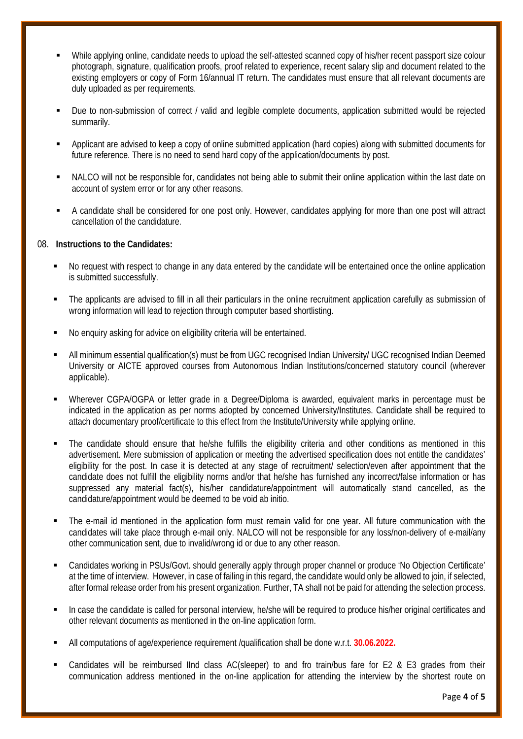- While applying online, candidate needs to upload the self-attested scanned copy of his/her recent passport size colour photograph, signature, qualification proofs, proof related to experience, recent salary slip and document related to the existing employers or copy of Form 16/annual IT return. The candidates must ensure that all relevant documents are duly uploaded as per requirements.

- Due to non-submission of correct / valid and legible complete documents, application submitted would be rejected summarily.

- Applicant are advised to keep a copy of online submitted application (hard copies) along with submitted documents for future reference. There is no need to send hard copy of the application/documents by post.

- NALCO will not be responsible for, candidates not being able to submit their online application within the last date on account of system error or for any other reasons.

- A candidate shall be considered for one post only. However, candidates applying for more than one post will attract cancellation of the candidature.

08. **Instructions to the Candidates:**

- No request with respect to change in any data entered by the candidate will be entertained once the online application is submitted successfully.

- The applicants are advised to fill in all their particulars in the online recruitment application carefully as submission of wrong information will lead to rejection through computer based shortlisting.

- No enquiry asking for advice on eligibility criteria will be entertained.

- All minimum essential qualification(s) must be from UGC recognised Indian University/ UGC recognised Indian Deemed University or AICTE approved courses from Autonomous Indian Institutions/concerned statutory council (wherever applicable).

- Wherever CGPA/OGPA or letter grade in a Degree/Diploma is awarded, equivalent marks in percentage must be indicated in the application as per norms adopted by concerned University/Institutes. Candidate shall be required to attach documentary proof/certificate to this effect from the Institute/University while applying online.

- The candidate should ensure that he/she fulfills the eligibility criteria and other conditions as mentioned in this advertisement. Mere submission of application or meeting the advertised specification does not entitle the candidates' eligibility for the post. In case it is detected at any stage of recruitment/ selection/even after appointment that the candidate does not fulfill the eligibility norms and/or that he/she has furnished any incorrect/false information or has suppressed any material fact(s), his/her candidature/appointment will automatically stand cancelled, as the candidature/appointment would be deemed to be void ab initio.

- The e-mail id mentioned in the application form must remain valid for one year. All future communication with the candidates will take place through e-mail only. NALCO will not be responsible for any loss/non-delivery of e-mail/any other communication sent, due to invalid/wrong id or due to any other reason.

- Candidates working in PSUs/Govt. should generally apply through proper channel or produce 'No Objection Certificate' at the time of interview. However, in case of failing in this regard, the candidate would only be allowed to join, if selected, after formal release order from his present organization. Further, TA shall not be paid for attending the selection process.

- In case the candidate is called for personal interview, he/she will be required to produce his/her original certificates and other relevant documents as mentioned in the on-line application form.

- All computations of age/experience requirement /qualification shall be done w.r.t. **30.06.2022.**

- Candidates will be reimbursed IInd class AC(sleeper) to and fro train/bus fare for E2 & E3 grades from their communication address mentioned in the on-line application for attending the interview by the shortest route on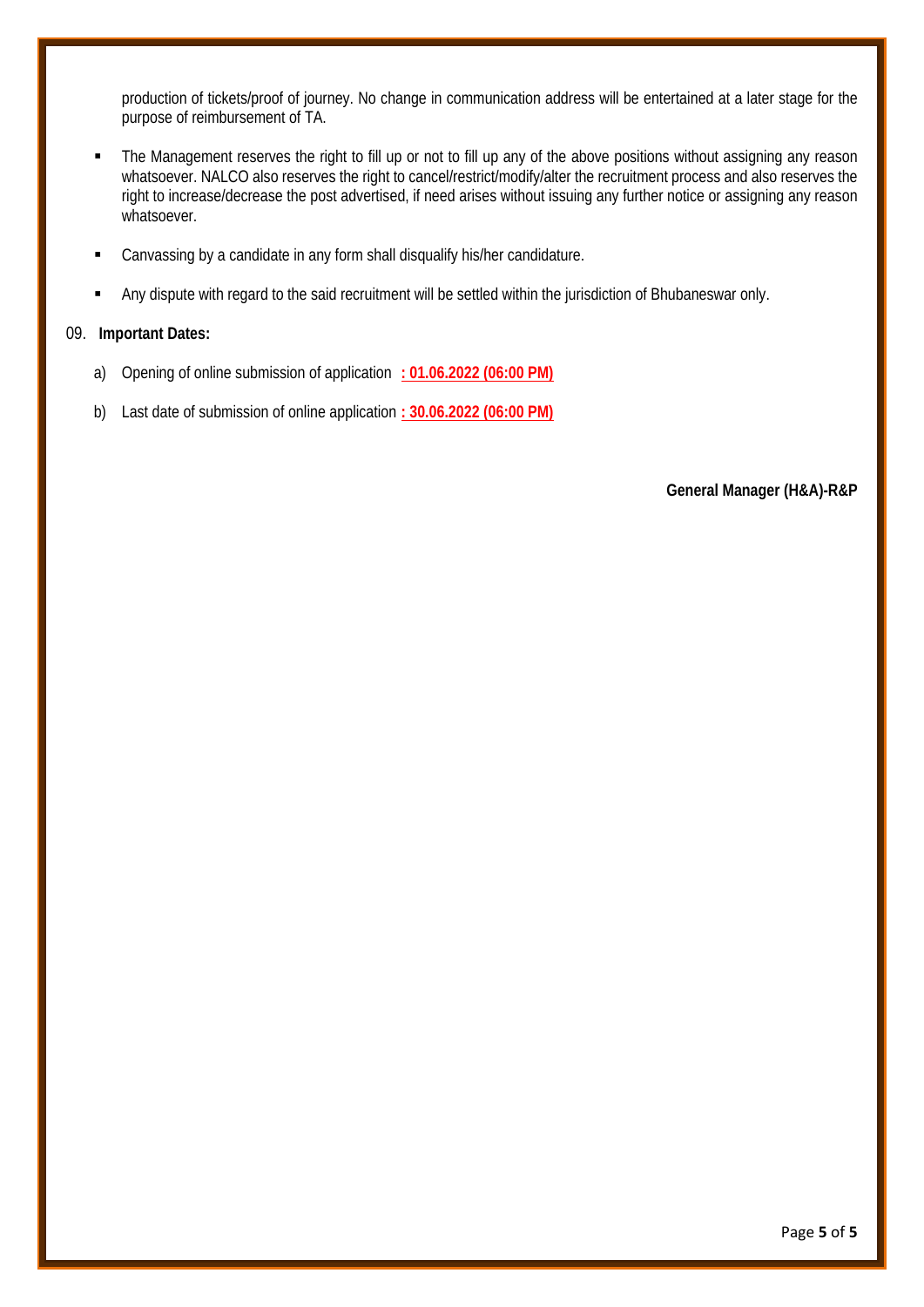production of tickets/proof of journey. No change in communication address will be entertained at a later stage for the purpose of reimbursement of TA.

- The Management reserves the right to fill up or not to fill up any of the above positions without assigning any reason whatsoever. NALCO also reserves the right to cancel/restrict/modify/alter the recruitment process and also reserves the right to increase/decrease the post advertised, if need arises without issuing any further notice or assigning any reason whatsoever.

- Canvassing by a candidate in any form shall disqualify his/her candidature.

- Any dispute with regard to the said recruitment will be settled within the jurisdiction of Bhubaneswar only.

09. **Important Dates:**

a) Opening of online submission of application **: 01.06.2022 (06:00 PM)**

b) Last date of submission of online application **: 30.06.2022 (06:00 PM)**

**General Manager (H&A)-R&P**